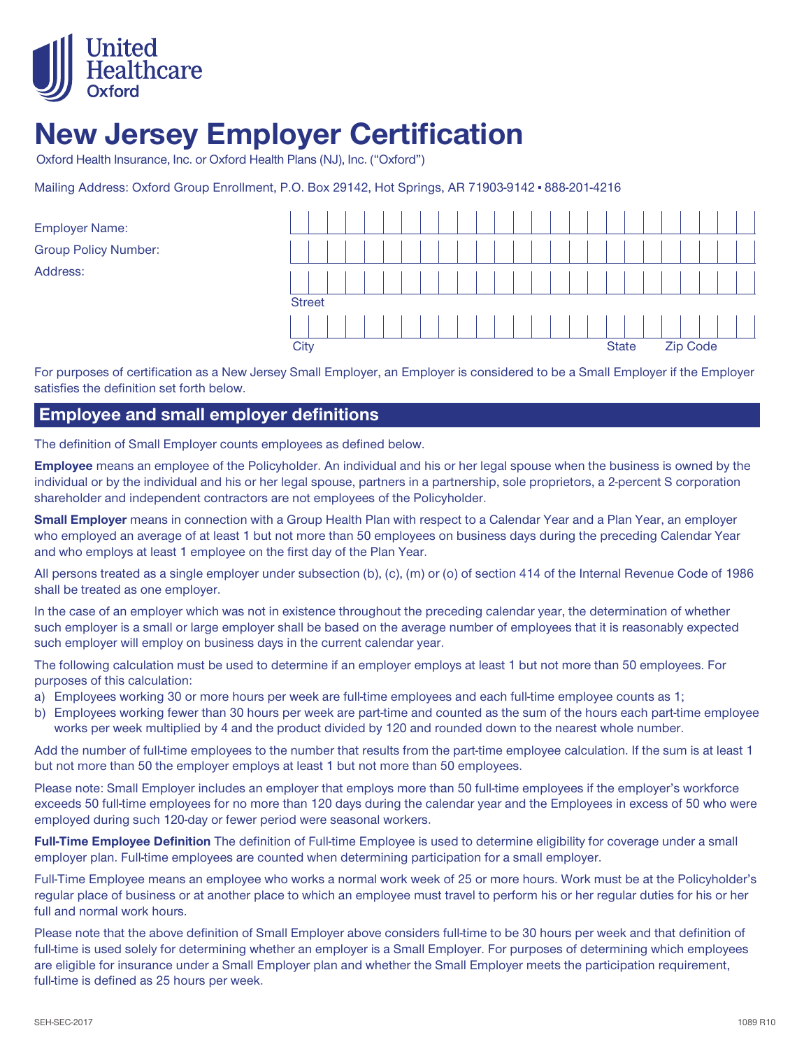# New Jersey Employer Certification

Oxford Health Insurance, Inc. or Oxford Health Plans (NJ), Inc. ("Oxford")

Mailing Address: Oxford Group Enrollment, P.O. Box 29142, Hot Springs, AR 71903-9142 ▪ 888-201-4216

Employer Name:

Group Policy Number:

Address:

Street

City State Zip Code

For purposes of certification as a New Jersey Small Employer, an Employer is considered to be a Small Employer if the Employer satisfies the definition set forth below.

## Employee and small employer definitions

The definition of Small Employer counts employees as defined below.

**Employee** means an employee of the Policyholder. An individual and his or her legal spouse when the business is owned by the individual or by the individual and his or her legal spouse, partners in a partnership, sole proprietors, a 2-percent S corporation shareholder and independent contractors are not employees of the Policyholder.

**Small Employer** means in connection with a Group Health Plan with respect to a Calendar Year and a Plan Year, an employer who employed an average of at least 1 but not more than 50 employees on business days during the preceding Calendar Year and who employs at least 1 employee on the first day of the Plan Year.

All persons treated as a single employer under subsection (b), (c), (m) or (o) of section 414 of the Internal Revenue Code of 1986 shall be treated as one employer.

In the case of an employer which was not in existence throughout the preceding calendar year, the determination of whether such employer is a small or large employer shall be based on the average number of employees that it is reasonably expected such employer will employ on business days in the current calendar year.

The following calculation must be used to determine if an employer employs at least 1 but not more than 50 employees. For purposes of this calculation:

a) Employees working 30 or more hours per week are full-time employees and each full-time employee counts as 1;
b) Employees working fewer than 30 hours per week are part-time and counted as the sum of the hours each part-time employee works per week multiplied by 4 and the product divided by 120 and rounded down to the nearest whole number.

Add the number of full-time employees to the number that results from the part-time employee calculation. If the sum is at least 1 but not more than 50 the employer employs at least 1 but not more than 50 employees.

Please note: Small Employer includes an employer that employs more than 50 full-time employees if the employer's workforce exceeds 50 full-time employees for no more than 120 days during the calendar year and the Employees in excess of 50 who were employed during such 120-day or fewer period were seasonal workers.

**Full-Time Employee Definition** The definition of Full-time Employee is used to determine eligibility for coverage under a small employer plan. Full-time employees are counted when determining participation for a small employer.

Full-Time Employee means an employee who works a normal work week of 25 or more hours. Work must be at the Policyholder's regular place of business or at another place to which an employee must travel to perform his or her regular duties for his or her full and normal work hours.

Please note that the above definition of Small Employer above considers full-time to be 30 hours per week and that definition of full-time is used solely for determining whether an employer is a Small Employer. For purposes of determining which employees are eligible for insurance under a Small Employer plan and whether the Small Employer meets the participation requirement, full-time is defined as 25 hours per week.

SEH-SEC-2017 1089 R10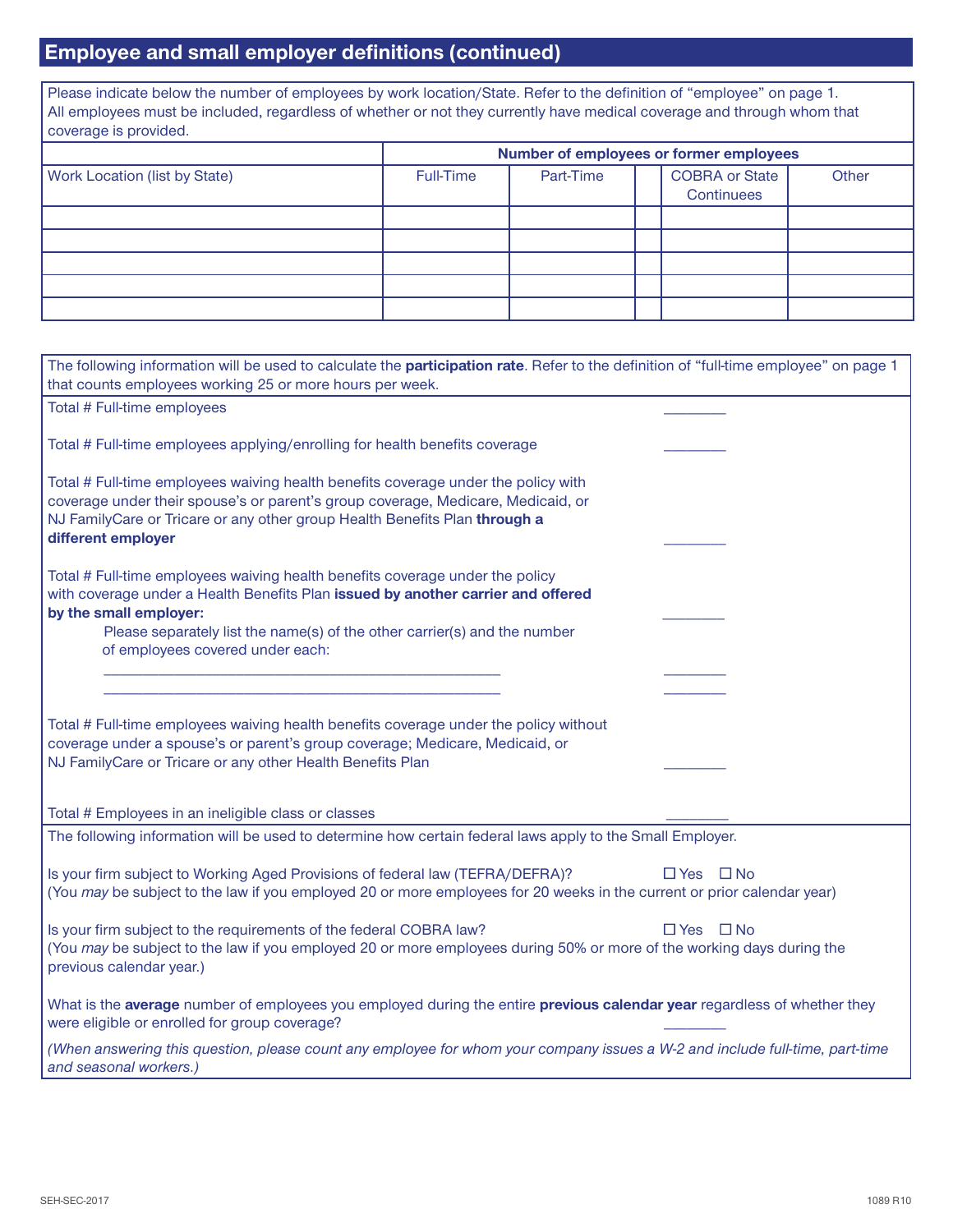## Employee and small employer definitions (continued)

Please indicate below the number of employees by work location/State. Refer to the definition of "employee" on page 1. All employees must be included, regardless of whether or not they currently have medical coverage and through whom that coverage is provided.

| | Number of employees or former employees | | | | |
|---|---|---|---|---|---|
| Work Location (list by State) | Full-Time | Part-Time | | COBRA or State Continuees | Other |
| | | | | | |
| | | | | | |
| | | | | | |
| | | | | | |
| | | | | | |

The following information will be used to calculate the **participation rate**. Refer to the definition of "full-time employee" on page 1 that counts employees working 25 or more hours per week.

Total # Full-time employees ________

Total # Full-time employees applying/enrolling for health benefits coverage ________

Total # Full-time employees waiving health benefits coverage under the policy with coverage under their spouse's or parent's group coverage, Medicare, Medicaid, or NJ FamilyCare or Tricare or any other group Health Benefits Plan **through a different employer** ________

Total # Full-time employees waiving health benefits coverage under the policy with coverage under a Health Benefits Plan **issued by another carrier and offered by the small employer:** ________

Please separately list the name(s) of the other carrier(s) and the number of employees covered under each:

_______________________________________________ ________

_______________________________________________ ________

Total # Full-time employees waiving health benefits coverage under the policy without coverage under a spouse's or parent's group coverage; Medicare, Medicaid, or NJ FamilyCare or Tricare or any other Health Benefits Plan ________

Total # Employees in an ineligible class or classes ________

The following information will be used to determine how certain federal laws apply to the Small Employer.

Is your firm subject to Working Aged Provisions of federal law (TEFRA/DEFRA)? ☐ Yes ☐ No
(You *may* be subject to the law if you employed 20 or more employees for 20 weeks in the current or prior calendar year)

Is your firm subject to the requirements of the federal COBRA law? ☐ Yes ☐ No
(You *may* be subject to the law if you employed 20 or more employees during 50% or more of the working days during the previous calendar year.)

What is the **average** number of employees you employed during the entire **previous calendar year** regardless of whether they were eligible or enrolled for group coverage? ________

*(When answering this question, please count any employee for whom your company issues a W-2 and include full-time, part-time and seasonal workers.)*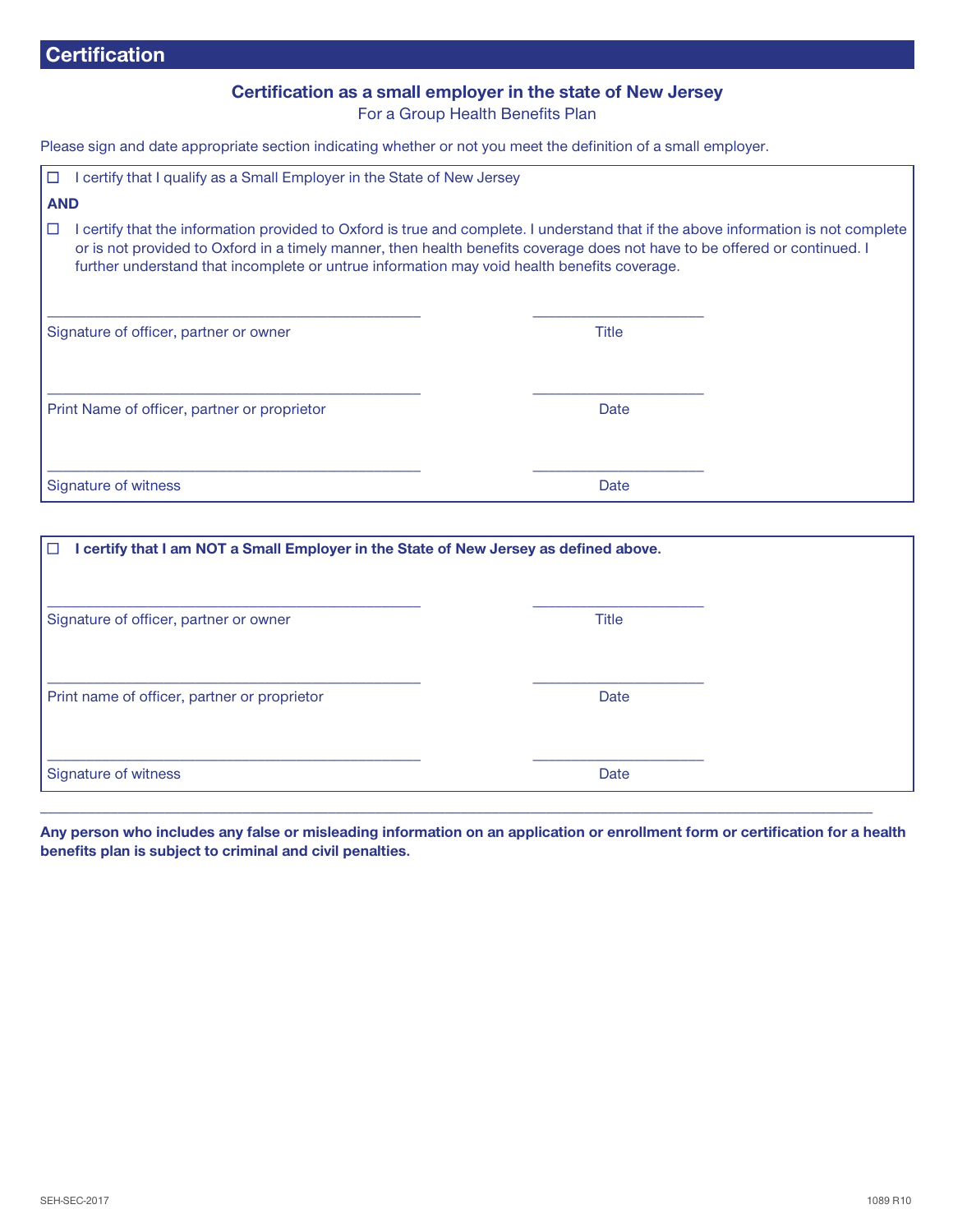## Certification

### Certification as a small employer in the state of New Jersey

For a Group Health Benefits Plan

Please sign and date appropriate section indicating whether or not you meet the definition of a small employer.

☐ I certify that I qualify as a Small Employer in the State of New Jersey

**AND**

☐ I certify that the information provided to Oxford is true and complete. I understand that if the above information is not complete or is not provided to Oxford in a timely manner, then health benefits coverage does not have to be offered or continued. I further understand that incomplete or untrue information may void health benefits coverage.

_______________________________________________ _____________________

Signature of officer, partner or owner Title

_______________________________________________ _____________________

Print Name of officer, partner or proprietor Date

_______________________________________________ _____________________

Signature of witness Date

☐ **I certify that I am NOT a Small Employer in the State of New Jersey as defined above.**

_______________________________________________ _____________________

Signature of officer, partner or owner Title

_______________________________________________ _____________________

Print name of officer, partner or proprietor Date

_______________________________________________ _____________________

Signature of witness Date

**Any person who includes any false or misleading information on an application or enrollment form or certification for a health benefits plan is subject to criminal and civil penalties.**

SEH-SEC-2017 1089 R10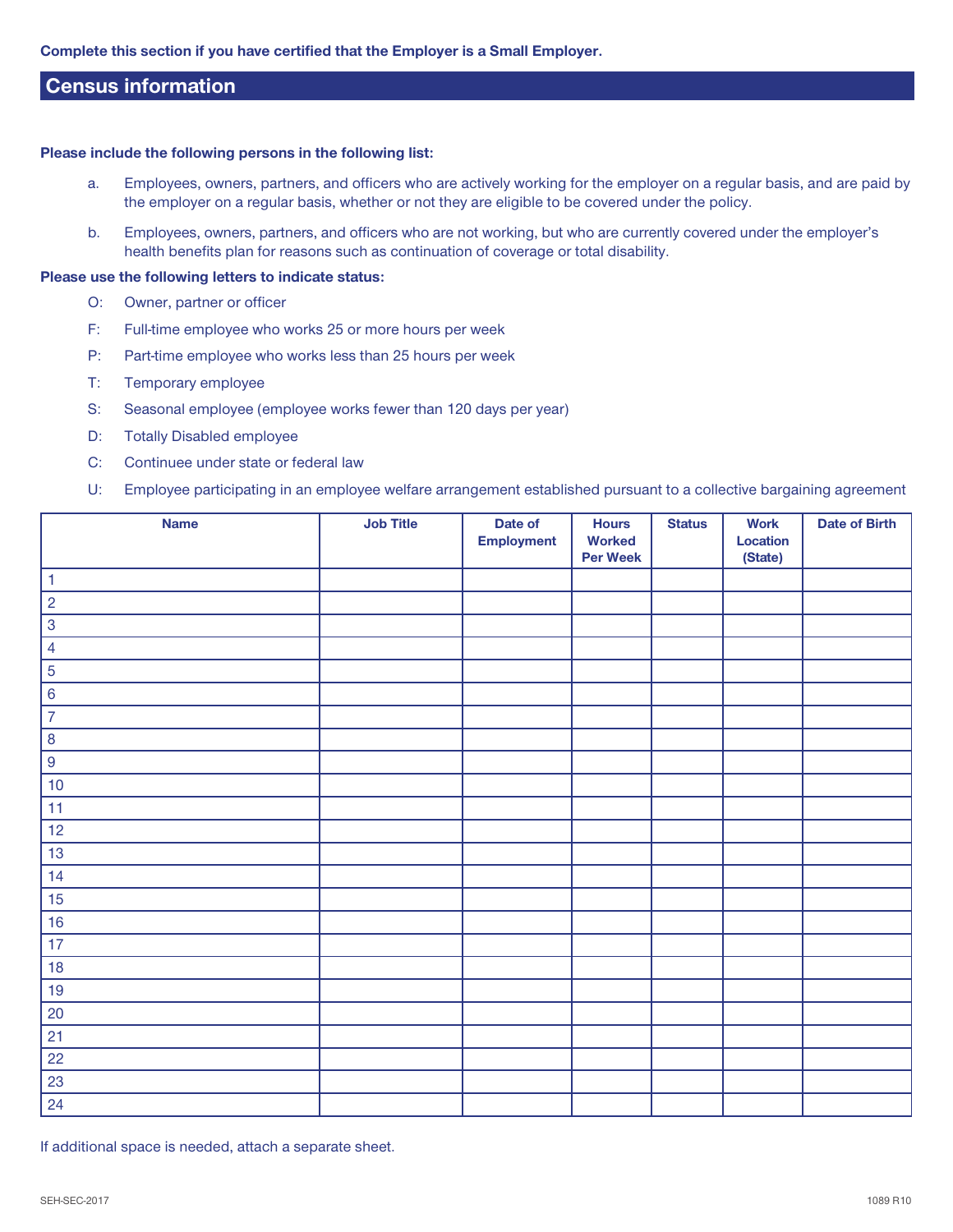**Complete this section if you have certified that the Employer is a Small Employer.**

## Census information

**Please include the following persons in the following list:**

a. Employees, owners, partners, and officers who are actively working for the employer on a regular basis, and are paid by the employer on a regular basis, whether or not they are eligible to be covered under the policy.

b. Employees, owners, partners, and officers who are not working, but who are currently covered under the employer's health benefits plan for reasons such as continuation of coverage or total disability.

**Please use the following letters to indicate status:**

- O: Owner, partner or officer
- F: Full-time employee who works 25 or more hours per week
- P: Part-time employee who works less than 25 hours per week
- T: Temporary employee
- S: Seasonal employee (employee works fewer than 120 days per year)
- D: Totally Disabled employee
- C: Continuee under state or federal law
- U: Employee participating in an employee welfare arrangement established pursuant to a collective bargaining agreement

| Name | Job Title | Date of Employment | Hours Worked Per Week | Status | Work Location (State) | Date of Birth |
|---|---|---|---|---|---|---|
| 1 | | | | | | |
| 2 | | | | | | |
| 3 | | | | | | |
| 4 | | | | | | |
| 5 | | | | | | |
| 6 | | | | | | |
| 7 | | | | | | |
| 8 | | | | | | |
| 9 | | | | | | |
| 10 | | | | | | |
| 11 | | | | | | |
| 12 | | | | | | |
| 13 | | | | | | |
| 14 | | | | | | |
| 15 | | | | | | |
| 16 | | | | | | |
| 17 | | | | | | |
| 18 | | | | | | |
| 19 | | | | | | |
| 20 | | | | | | |
| 21 | | | | | | |
| 22 | | | | | | |
| 23 | | | | | | |
| 24 | | | | | | |

If additional space is needed, attach a separate sheet.

SEH-SEC-2017 1089 R10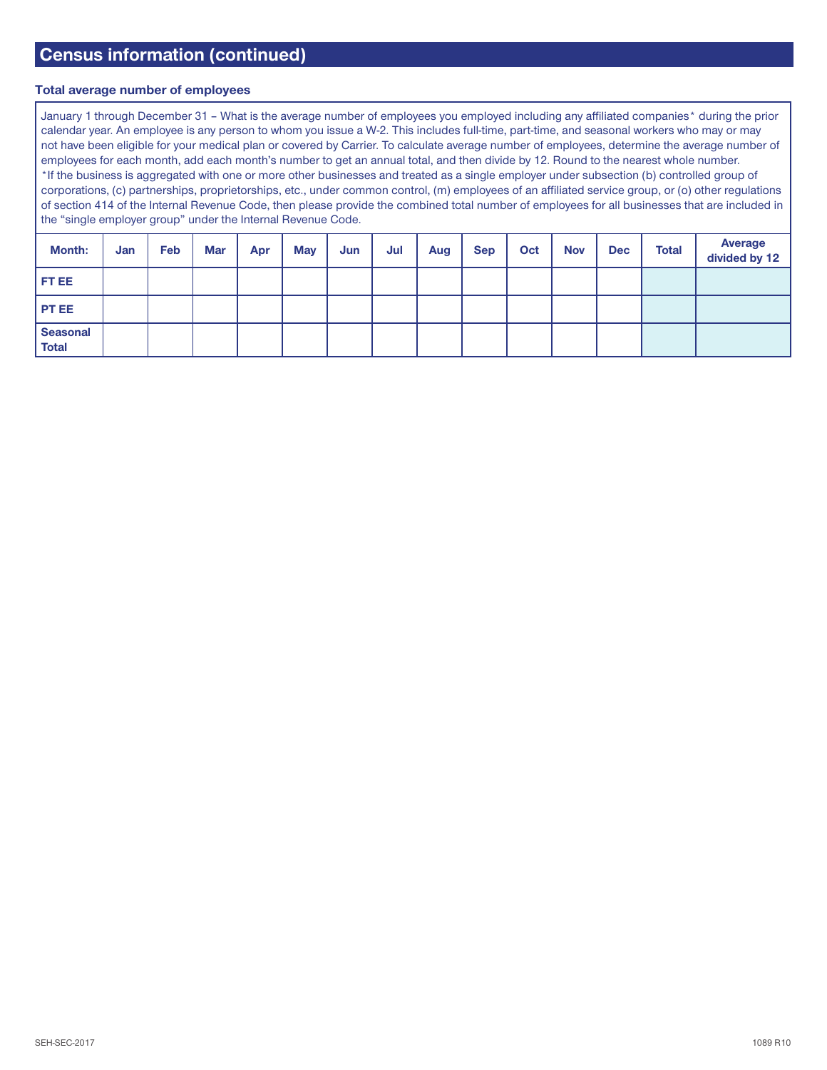## Census information (continued)

### Total average number of employees

January 1 through December 31 – What is the average number of employees you employed including any affiliated companies* during the prior calendar year. An employee is any person to whom you issue a W-2. This includes full-time, part-time, and seasonal workers who may or may not have been eligible for your medical plan or covered by Carrier. To calculate average number of employees, determine the average number of employees for each month, add each month's number to get an annual total, and then divide by 12. Round to the nearest whole number.

*If the business is aggregated with one or more other businesses and treated as a single employer under subsection (b) controlled group of corporations, (c) partnerships, proprietorships, etc., under common control, (m) employees of an affiliated service group, or (o) other regulations of section 414 of the Internal Revenue Code, then please provide the combined total number of employees for all businesses that are included in the "single employer group" under the Internal Revenue Code.

| Month: | Jan | Feb | Mar | Apr | May | Jun | Jul | Aug | Sep | Oct | Nov | Dec | Total | Average divided by 12 |
|---|---|---|---|---|---|---|---|---|---|---|---|---|---|---|
| FT EE | | | | | | | | | | | | | | |
| PT EE | | | | | | | | | | | | | | |
| Seasonal Total | | | | | | | | | | | | | | |

SEH-SEC-2017 1089 R10